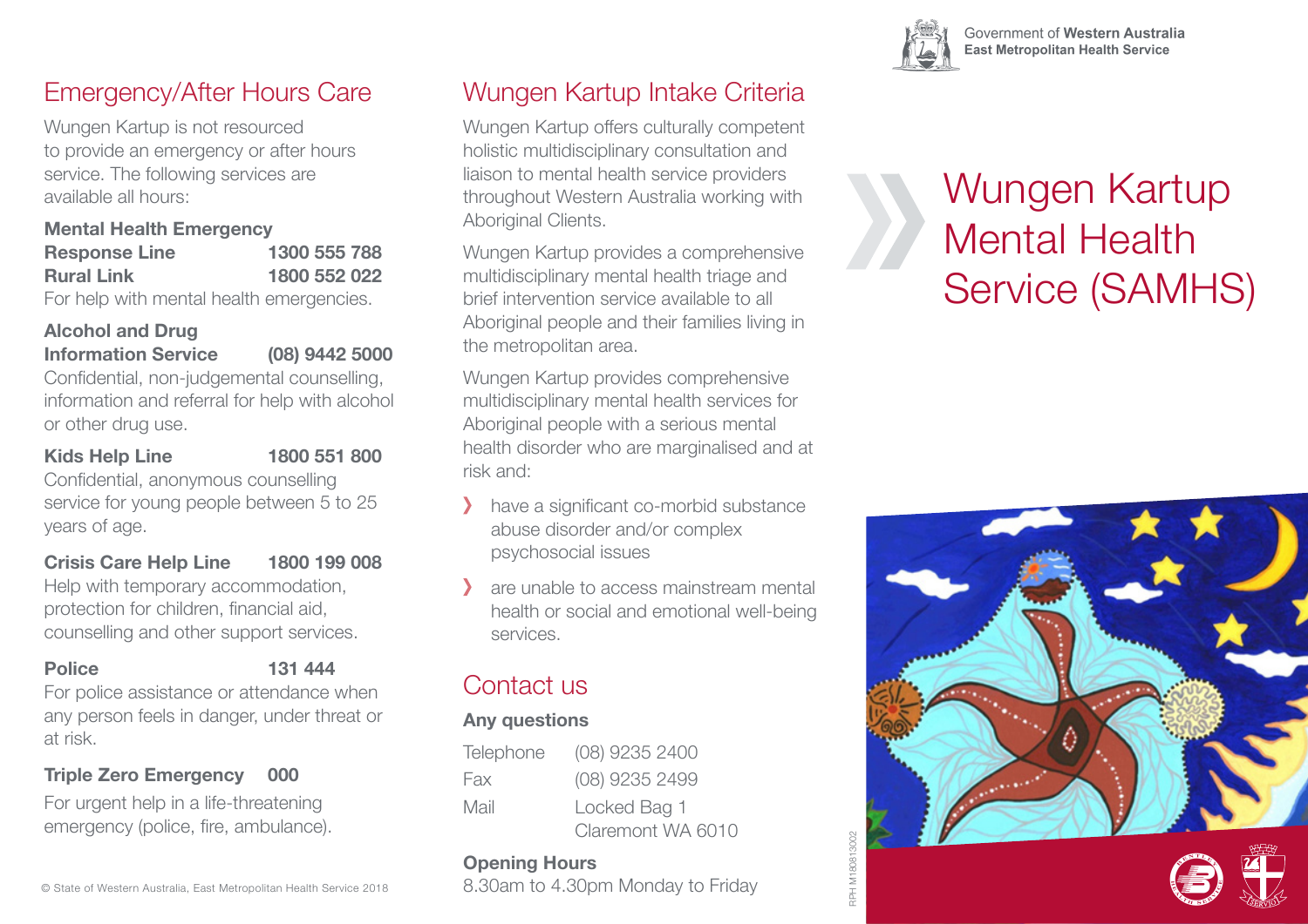# Emergency/After Hours Care

Wungen Kartup is not resourced to provide an emergency or after hours service. The following services are available all hours:

**Mental Health Emergency Response Line** **1300 555 788**
**Rural Link** **1800 552 022**
For help with mental health emergencies.

**Alcohol and Drug Information Service** **(08) 9442 5000**
Confidential, non-judgemental counselling, information and referral for help with alcohol or other drug use.

**Kids Help Line** **1800 551 800**
Confidential, anonymous counselling service for young people between 5 to 25 years of age.

**Crisis Care Help Line** **1800 199 008**
Help with temporary accommodation, protection for children, financial aid, counselling and other support services.

**Police** **131 444**
For police assistance or attendance when any person feels in danger, under threat or at risk.

**Triple Zero Emergency** **000**
For urgent help in a life-threatening emergency (police, fire, ambulance).

© State of Western Australia, East Metropolitan Health Service 2018

# Wungen Kartup Intake Criteria

Wungen Kartup offers culturally competent holistic multidisciplinary consultation and liaison to mental health service providers throughout Western Australia working with Aboriginal Clients.

Wungen Kartup provides a comprehensive multidisciplinary mental health triage and brief intervention service available to all Aboriginal people and their families living in the metropolitan area.

Wungen Kartup provides comprehensive multidisciplinary mental health services for Aboriginal people with a serious mental health disorder who are marginalised and at risk and:

- have a significant co-morbid substance abuse disorder and/or complex psychosocial issues
- are unable to access mainstream mental health or social and emotional well-being services.

# Contact us

**Any questions**

| | |
|---|---|
| Telephone | (08) 9235 2400 |
| Fax | (08) 9235 2499 |
| Mail | Locked Bag 1<br>Claremont WA 6010 |

**Opening Hours**
8.30am to 4.30pm Monday to Friday

RPH M180813002

Government of **Western Australia**
**East Metropolitan Health Service**

# Wungen Kartup Mental Health Service (SAMHS)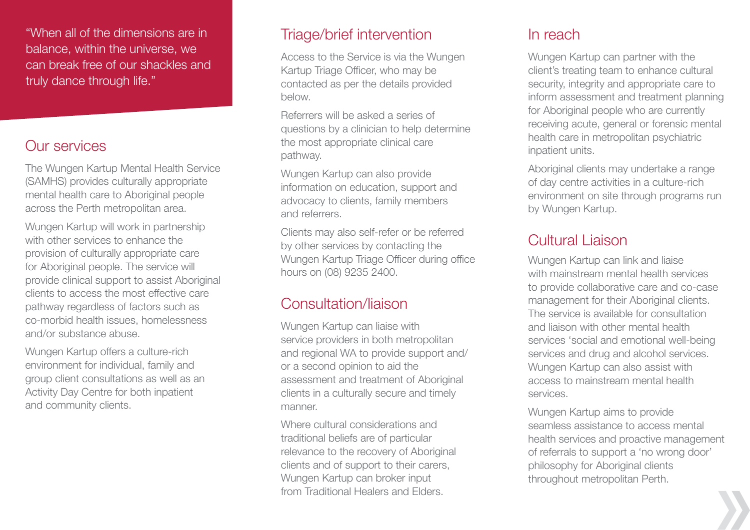"When all of the dimensions are in balance, within the universe, we can break free of our shackles and truly dance through life."

## Our services

The Wungen Kartup Mental Health Service (SAMHS) provides culturally appropriate mental health care to Aboriginal people across the Perth metropolitan area.

Wungen Kartup will work in partnership with other services to enhance the provision of culturally appropriate care for Aboriginal people. The service will provide clinical support to assist Aboriginal clients to access the most effective care pathway regardless of factors such as co-morbid health issues, homelessness and/or substance abuse.

Wungen Kartup offers a culture-rich environment for individual, family and group client consultations as well as an Activity Day Centre for both inpatient and community clients.

## Triage/brief intervention

Access to the Service is via the Wungen Kartup Triage Officer, who may be contacted as per the details provided below.

Referrers will be asked a series of questions by a clinician to help determine the most appropriate clinical care pathway.

Wungen Kartup can also provide information on education, support and advocacy to clients, family members and referrers.

Clients may also self-refer or be referred by other services by contacting the Wungen Kartup Triage Officer during office hours on (08) 9235 2400.

## Consultation/liaison

Wungen Kartup can liaise with service providers in both metropolitan and regional WA to provide support and/or a second opinion to aid the assessment and treatment of Aboriginal clients in a culturally secure and timely manner.

Where cultural considerations and traditional beliefs are of particular relevance to the recovery of Aboriginal clients and of support to their carers, Wungen Kartup can broker input from Traditional Healers and Elders.

## In reach

Wungen Kartup can partner with the client's treating team to enhance cultural security, integrity and appropriate care to inform assessment and treatment planning for Aboriginal people who are currently receiving acute, general or forensic mental health care in metropolitan psychiatric inpatient units.

Aboriginal clients may undertake a range of day centre activities in a culture-rich environment on site through programs run by Wungen Kartup.

## Cultural Liaison

Wungen Kartup can link and liaise with mainstream mental health services to provide collaborative care and co-case management for their Aboriginal clients. The service is available for consultation and liaison with other mental health services 'social and emotional well-being services and drug and alcohol services. Wungen Kartup can also assist with access to mainstream mental health services.

Wungen Kartup aims to provide seamless assistance to access mental health services and proactive management of referrals to support a 'no wrong door' philosophy for Aboriginal clients throughout metropolitan Perth.